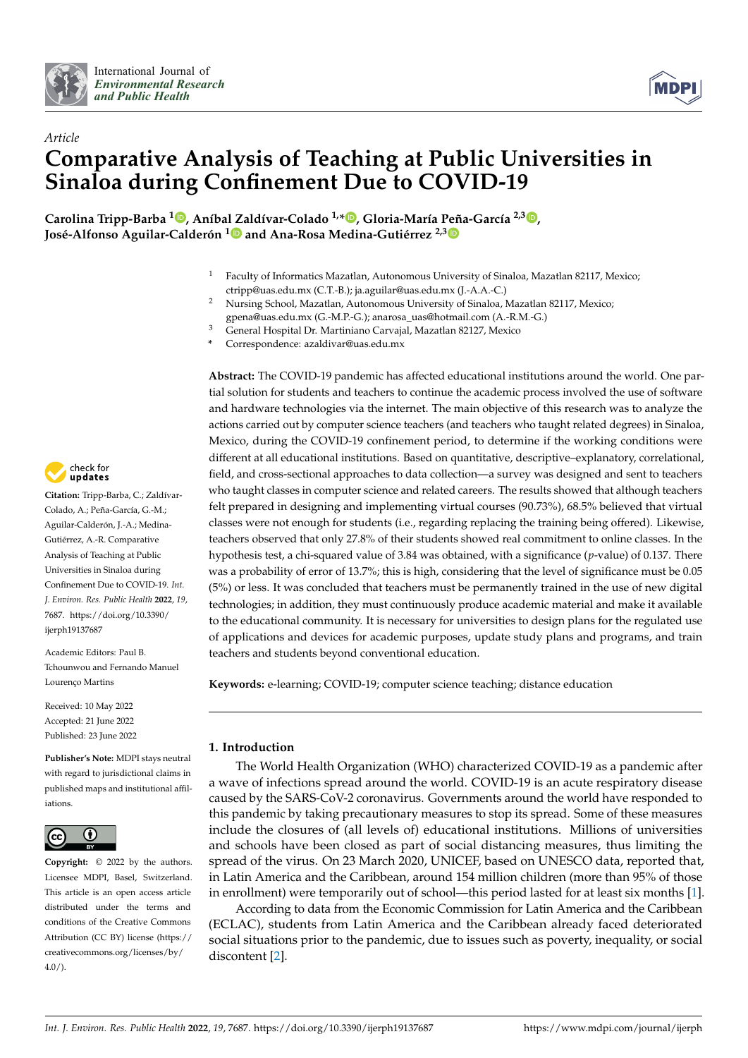Article

# Comparative Analysis of Teaching at Public Universities in Sinaloa during Confinement Due to COVID-19

**Carolina Tripp-Barba [1], Aníbal Zaldívar-Colado [1,*], Gloria-María Peña-García [2,3], José-Alfonso Aguilar-Calderón [1] and Ana-Rosa Medina-Gutiérrez [2,3]**

1. Faculty of Informatics Mazatlan, Autonomous University of Sinaloa, Mazatlan 82117, Mexico; ctripp@uas.edu.mx (C.T.-B.); ja.aguilar@uas.edu.mx (J.-A.A.-C.)
2. Nursing School, Mazatlan, Autonomous University of Sinaloa, Mazatlan 82117, Mexico; gpena@uas.edu.mx (G.-M.P.-G.); anarosa_uas@hotmail.com (A.-R.M.-G.)
3. General Hospital Dr. Martiniano Carvajal, Mazatlan 82127, Mexico

\* Correspondence: azaldivar@uas.edu.mx

**Citation:** Tripp-Barba, C.; Zaldívar-Colado, A.; Peña-García, G.-M.; Aguilar-Calderón, J.-A.; Medina-Gutiérrez, A.-R. Comparative Analysis of Teaching at Public Universities in Sinaloa during Confinement Due to COVID-19. *Int. J. Environ. Res. Public Health* **2022**, *19*, 7687. https://doi.org/10.3390/ijerph19137687

Academic Editors: Paul B. Tchounwou and Fernando Manuel Lourenço Martins

Received: 10 May 2022
Accepted: 21 June 2022
Published: 23 June 2022

**Publisher's Note:** MDPI stays neutral with regard to jurisdictional claims in published maps and institutional affiliations.

**Copyright:** © 2022 by the authors. Licensee MDPI, Basel, Switzerland. This article is an open access article distributed under the terms and conditions of the Creative Commons Attribution (CC BY) license (https://creativecommons.org/licenses/by/4.0/).

**Abstract:** The COVID-19 pandemic has affected educational institutions around the world. One partial solution for students and teachers to continue the academic process involved the use of software and hardware technologies via the internet. The main objective of this research was to analyze the actions carried out by computer science teachers (and teachers who taught related degrees) in Sinaloa, Mexico, during the COVID-19 confinement period, to determine if the working conditions were different at all educational institutions. Based on quantitative, descriptive–explanatory, correlational, field, and cross-sectional approaches to data collection—a survey was designed and sent to teachers who taught classes in computer science and related careers. The results showed that although teachers felt prepared in designing and implementing virtual courses (90.73%), 68.5% believed that virtual classes were not enough for students (i.e., regarding replacing the training being offered). Likewise, teachers observed that only 27.8% of their students showed real commitment to online classes. In the hypothesis test, a chi-squared value of 3.84 was obtained, with a significance ($p$-value) of 0.137. There was a probability of error of 13.7%; this is high, considering that the level of significance must be 0.05 (5%) or less. It was concluded that teachers must be permanently trained in the use of new digital technologies; in addition, they must continuously produce academic material and make it available to the educational community. It is necessary for universities to design plans for the regulated use of applications and devices for academic purposes, update study plans and programs, and train teachers and students beyond conventional education.

**Keywords:** e-learning; COVID-19; computer science teaching; distance education

## 1. Introduction

The World Health Organization (WHO) characterized COVID-19 as a pandemic after a wave of infections spread around the world. COVID-19 is an acute respiratory disease caused by the SARS-CoV-2 coronavirus. Governments around the world have responded to this pandemic by taking precautionary measures to stop its spread. Some of these measures include the closures of (all levels of) educational institutions. Millions of universities and schools have been closed as part of social distancing measures, thus limiting the spread of the virus. On 23 March 2020, UNICEF, based on UNESCO data, reported that, in Latin America and the Caribbean, around 154 million children (more than 95% of those in enrollment) were temporarily out of school—this period lasted for at least six months [1].

According to data from the Economic Commission for Latin America and the Caribbean (ECLAC), students from Latin America and the Caribbean already faced deteriorated social situations prior to the pandemic, due to issues such as poverty, inequality, or social discontent [2].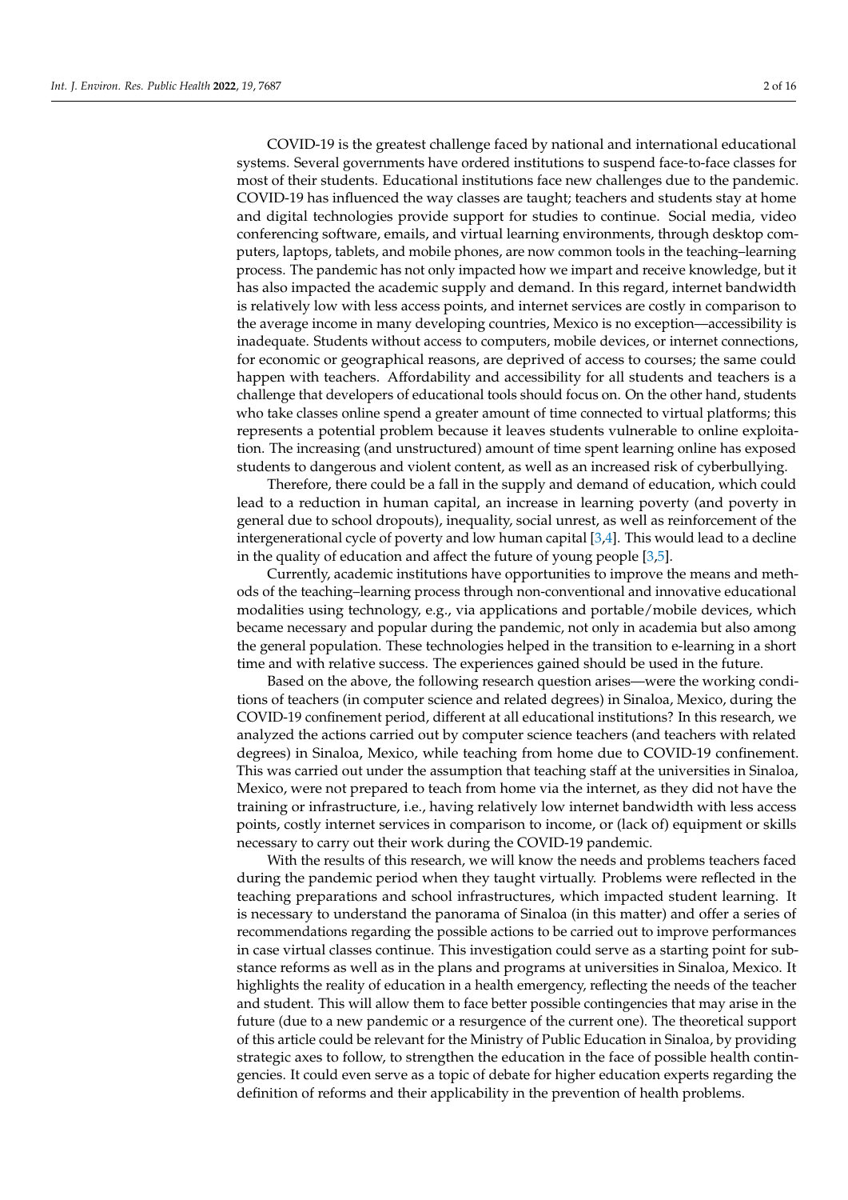COVID-19 is the greatest challenge faced by national and international educational systems. Several governments have ordered institutions to suspend face-to-face classes for most of their students. Educational institutions face new challenges due to the pandemic. COVID-19 has influenced the way classes are taught; teachers and students stay at home and digital technologies provide support for studies to continue. Social media, video conferencing software, emails, and virtual learning environments, through desktop computers, laptops, tablets, and mobile phones, are now common tools in the teaching–learning process. The pandemic has not only impacted how we impart and receive knowledge, but it has also impacted the academic supply and demand. In this regard, internet bandwidth is relatively low with less access points, and internet services are costly in comparison to the average income in many developing countries, Mexico is no exception—accessibility is inadequate. Students without access to computers, mobile devices, or internet connections, for economic or geographical reasons, are deprived of access to courses; the same could happen with teachers. Affordability and accessibility for all students and teachers is a challenge that developers of educational tools should focus on. On the other hand, students who take classes online spend a greater amount of time connected to virtual platforms; this represents a potential problem because it leaves students vulnerable to online exploitation. The increasing (and unstructured) amount of time spent learning online has exposed students to dangerous and violent content, as well as an increased risk of cyberbullying.

Therefore, there could be a fall in the supply and demand of education, which could lead to a reduction in human capital, an increase in learning poverty (and poverty in general due to school dropouts), inequality, social unrest, as well as reinforcement of the intergenerational cycle of poverty and low human capital [3,4]. This would lead to a decline in the quality of education and affect the future of young people [3,5].

Currently, academic institutions have opportunities to improve the means and methods of the teaching–learning process through non-conventional and innovative educational modalities using technology, e.g., via applications and portable/mobile devices, which became necessary and popular during the pandemic, not only in academia but also among the general population. These technologies helped in the transition to e-learning in a short time and with relative success. The experiences gained should be used in the future.

Based on the above, the following research question arises—were the working conditions of teachers (in computer science and related degrees) in Sinaloa, Mexico, during the COVID-19 confinement period, different at all educational institutions? In this research, we analyzed the actions carried out by computer science teachers (and teachers with related degrees) in Sinaloa, Mexico, while teaching from home due to COVID-19 confinement. This was carried out under the assumption that teaching staff at the universities in Sinaloa, Mexico, were not prepared to teach from home via the internet, as they did not have the training or infrastructure, i.e., having relatively low internet bandwidth with less access points, costly internet services in comparison to income, or (lack of) equipment or skills necessary to carry out their work during the COVID-19 pandemic.

With the results of this research, we will know the needs and problems teachers faced during the pandemic period when they taught virtually. Problems were reflected in the teaching preparations and school infrastructures, which impacted student learning. It is necessary to understand the panorama of Sinaloa (in this matter) and offer a series of recommendations regarding the possible actions to be carried out to improve performances in case virtual classes continue. This investigation could serve as a starting point for substance reforms as well as in the plans and programs at universities in Sinaloa, Mexico. It highlights the reality of education in a health emergency, reflecting the needs of the teacher and student. This will allow them to face better possible contingencies that may arise in the future (due to a new pandemic or a resurgence of the current one). The theoretical support of this article could be relevant for the Ministry of Public Education in Sinaloa, by providing strategic axes to follow, to strengthen the education in the face of possible health contingencies. It could even serve as a topic of debate for higher education experts regarding the definition of reforms and their applicability in the prevention of health problems.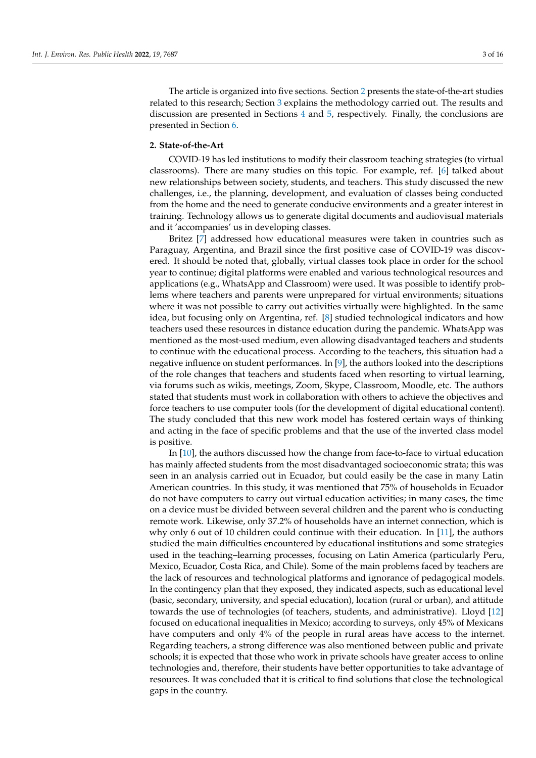The article is organized into five sections. Section 2 presents the state-of-the-art studies related to this research; Section 3 explains the methodology carried out. The results and discussion are presented in Sections 4 and 5, respectively. Finally, the conclusions are presented in Section 6.

## 2. State-of-the-Art

COVID-19 has led institutions to modify their classroom teaching strategies (to virtual classrooms). There are many studies on this topic. For example, ref. [6] talked about new relationships between society, students, and teachers. This study discussed the new challenges, i.e., the planning, development, and evaluation of classes being conducted from the home and the need to generate conducive environments and a greater interest in training. Technology allows us to generate digital documents and audiovisual materials and it 'accompanies' us in developing classes.

Britez [7] addressed how educational measures were taken in countries such as Paraguay, Argentina, and Brazil since the first positive case of COVID-19 was discovered. It should be noted that, globally, virtual classes took place in order for the school year to continue; digital platforms were enabled and various technological resources and applications (e.g., WhatsApp and Classroom) were used. It was possible to identify problems where teachers and parents were unprepared for virtual environments; situations where it was not possible to carry out activities virtually were highlighted. In the same idea, but focusing only on Argentina, ref. [8] studied technological indicators and how teachers used these resources in distance education during the pandemic. WhatsApp was mentioned as the most-used medium, even allowing disadvantaged teachers and students to continue with the educational process. According to the teachers, this situation had a negative influence on student performances. In [9], the authors looked into the descriptions of the role changes that teachers and students faced when resorting to virtual learning, via forums such as wikis, meetings, Zoom, Skype, Classroom, Moodle, etc. The authors stated that students must work in collaboration with others to achieve the objectives and force teachers to use computer tools (for the development of digital educational content). The study concluded that this new work model has fostered certain ways of thinking and acting in the face of specific problems and that the use of the inverted class model is positive.

In [10], the authors discussed how the change from face-to-face to virtual education has mainly affected students from the most disadvantaged socioeconomic strata; this was seen in an analysis carried out in Ecuador, but could easily be the case in many Latin American countries. In this study, it was mentioned that 75% of households in Ecuador do not have computers to carry out virtual education activities; in many cases, the time on a device must be divided between several children and the parent who is conducting remote work. Likewise, only 37.2% of households have an internet connection, which is why only 6 out of 10 children could continue with their education. In [11], the authors studied the main difficulties encountered by educational institutions and some strategies used in the teaching–learning processes, focusing on Latin America (particularly Peru, Mexico, Ecuador, Costa Rica, and Chile). Some of the main problems faced by teachers are the lack of resources and technological platforms and ignorance of pedagogical models. In the contingency plan that they exposed, they indicated aspects, such as educational level (basic, secondary, university, and special education), location (rural or urban), and attitude towards the use of technologies (of teachers, students, and administrative). Lloyd [12] focused on educational inequalities in Mexico; according to surveys, only 45% of Mexicans have computers and only 4% of the people in rural areas have access to the internet. Regarding teachers, a strong difference was also mentioned between public and private schools; it is expected that those who work in private schools have greater access to online technologies and, therefore, their students have better opportunities to take advantage of resources. It was concluded that it is critical to find solutions that close the technological gaps in the country.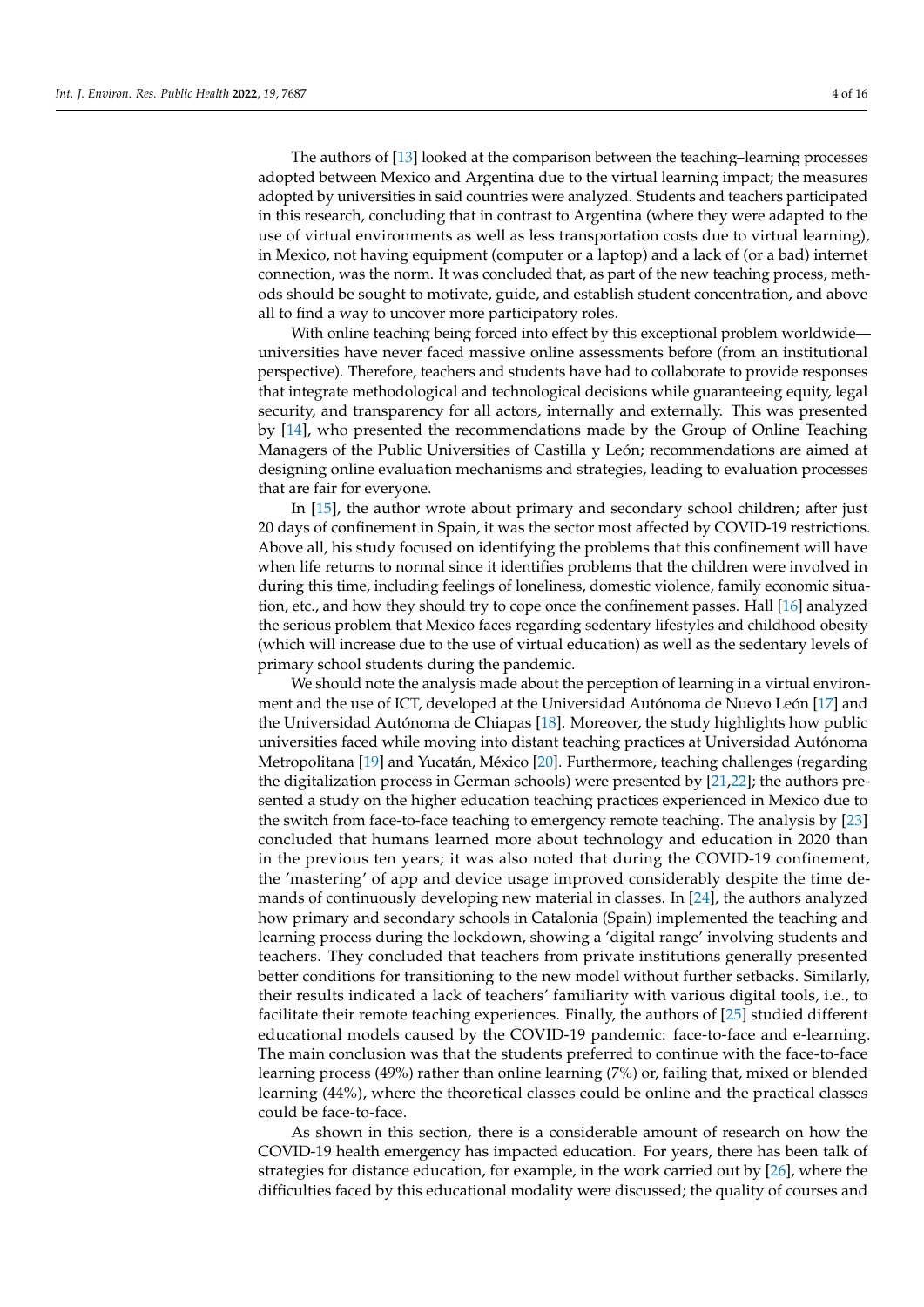The authors of [13] looked at the comparison between the teaching–learning processes adopted between Mexico and Argentina due to the virtual learning impact; the measures adopted by universities in said countries were analyzed. Students and teachers participated in this research, concluding that in contrast to Argentina (where they were adapted to the use of virtual environments as well as less transportation costs due to virtual learning), in Mexico, not having equipment (computer or a laptop) and a lack of (or a bad) internet connection, was the norm. It was concluded that, as part of the new teaching process, methods should be sought to motivate, guide, and establish student concentration, and above all to find a way to uncover more participatory roles.

With online teaching being forced into effect by this exceptional problem worldwide—universities have never faced massive online assessments before (from an institutional perspective). Therefore, teachers and students have had to collaborate to provide responses that integrate methodological and technological decisions while guaranteeing equity, legal security, and transparency for all actors, internally and externally. This was presented by [14], who presented the recommendations made by the Group of Online Teaching Managers of the Public Universities of Castilla y León; recommendations are aimed at designing online evaluation mechanisms and strategies, leading to evaluation processes that are fair for everyone.

In [15], the author wrote about primary and secondary school children; after just 20 days of confinement in Spain, it was the sector most affected by COVID-19 restrictions. Above all, his study focused on identifying the problems that this confinement will have when life returns to normal since it identifies problems that the children were involved in during this time, including feelings of loneliness, domestic violence, family economic situation, etc., and how they should try to cope once the confinement passes. Hall [16] analyzed the serious problem that Mexico faces regarding sedentary lifestyles and childhood obesity (which will increase due to the use of virtual education) as well as the sedentary levels of primary school students during the pandemic.

We should note the analysis made about the perception of learning in a virtual environment and the use of ICT, developed at the Universidad Autónoma de Nuevo León [17] and the Universidad Autónoma de Chiapas [18]. Moreover, the study highlights how public universities faced while moving into distant teaching practices at Universidad Autónoma Metropolitana [19] and Yucatán, México [20]. Furthermore, teaching challenges (regarding the digitalization process in German schools) were presented by [21,22]; the authors presented a study on the higher education teaching practices experienced in Mexico due to the switch from face-to-face teaching to emergency remote teaching. The analysis by [23] concluded that humans learned more about technology and education in 2020 than in the previous ten years; it was also noted that during the COVID-19 confinement, the 'mastering' of app and device usage improved considerably despite the time demands of continuously developing new material in classes. In [24], the authors analyzed how primary and secondary schools in Catalonia (Spain) implemented the teaching and learning process during the lockdown, showing a 'digital range' involving students and teachers. They concluded that teachers from private institutions generally presented better conditions for transitioning to the new model without further setbacks. Similarly, their results indicated a lack of teachers' familiarity with various digital tools, i.e., to facilitate their remote teaching experiences. Finally, the authors of [25] studied different educational models caused by the COVID-19 pandemic: face-to-face and e-learning. The main conclusion was that the students preferred to continue with the face-to-face learning process (49%) rather than online learning (7%) or, failing that, mixed or blended learning (44%), where the theoretical classes could be online and the practical classes could be face-to-face.

As shown in this section, there is a considerable amount of research on how the COVID-19 health emergency has impacted education. For years, there has been talk of strategies for distance education, for example, in the work carried out by [26], where the difficulties faced by this educational modality were discussed; the quality of courses and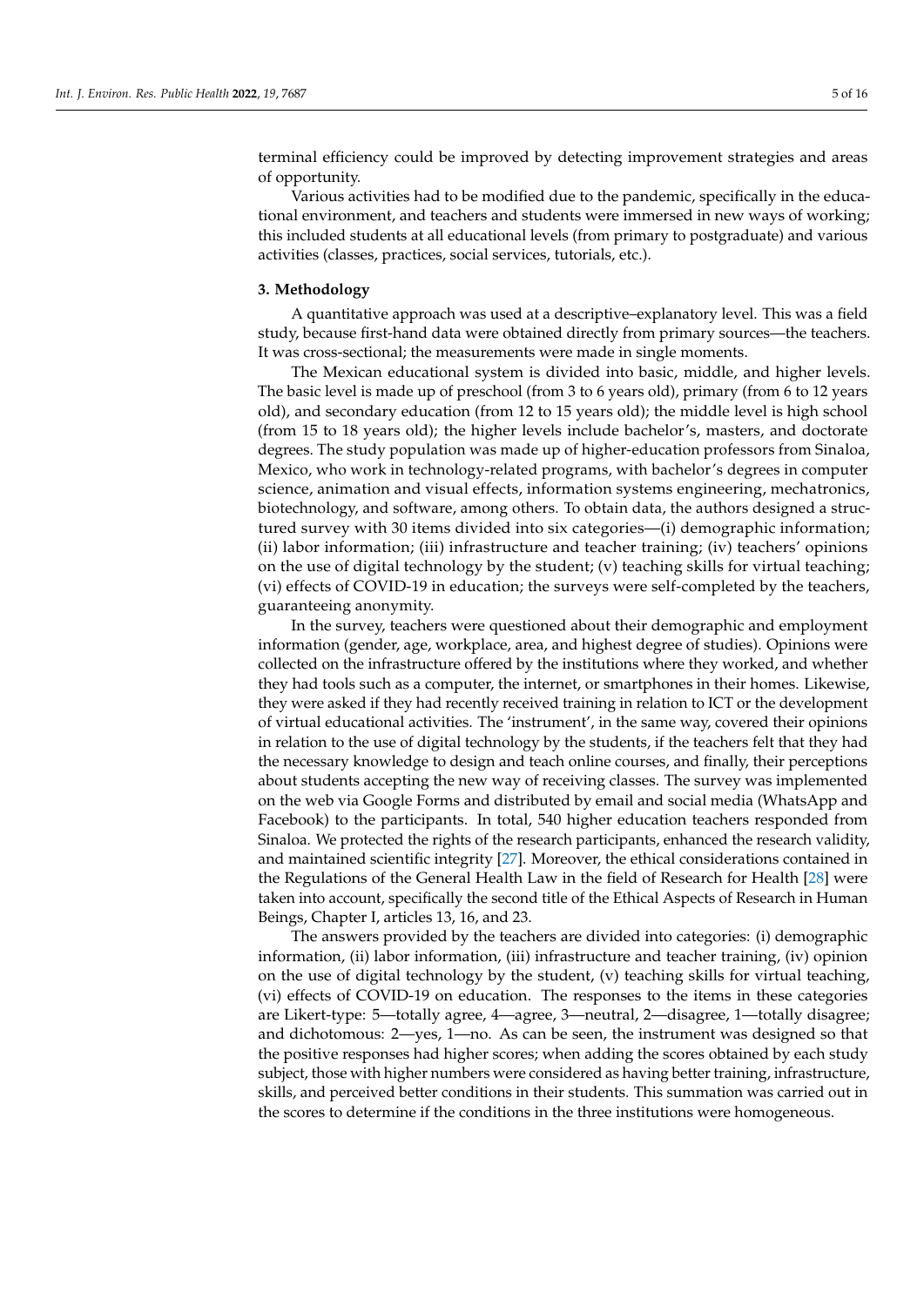terminal efficiency could be improved by detecting improvement strategies and areas of opportunity.

Various activities had to be modified due to the pandemic, specifically in the educational environment, and teachers and students were immersed in new ways of working; this included students at all educational levels (from primary to postgraduate) and various activities (classes, practices, social services, tutorials, etc.).

## 3. Methodology

A quantitative approach was used at a descriptive–explanatory level. This was a field study, because first-hand data were obtained directly from primary sources—the teachers. It was cross-sectional; the measurements were made in single moments.

The Mexican educational system is divided into basic, middle, and higher levels. The basic level is made up of preschool (from 3 to 6 years old), primary (from 6 to 12 years old), and secondary education (from 12 to 15 years old); the middle level is high school (from 15 to 18 years old); the higher levels include bachelor's, masters, and doctorate degrees. The study population was made up of higher-education professors from Sinaloa, Mexico, who work in technology-related programs, with bachelor's degrees in computer science, animation and visual effects, information systems engineering, mechatronics, biotechnology, and software, among others. To obtain data, the authors designed a structured survey with 30 items divided into six categories—(i) demographic information; (ii) labor information; (iii) infrastructure and teacher training; (iv) teachers' opinions on the use of digital technology by the student; (v) teaching skills for virtual teaching; (vi) effects of COVID-19 in education; the surveys were self-completed by the teachers, guaranteeing anonymity.

In the survey, teachers were questioned about their demographic and employment information (gender, age, workplace, area, and highest degree of studies). Opinions were collected on the infrastructure offered by the institutions where they worked, and whether they had tools such as a computer, the internet, or smartphones in their homes. Likewise, they were asked if they had recently received training in relation to ICT or the development of virtual educational activities. The 'instrument', in the same way, covered their opinions in relation to the use of digital technology by the students, if the teachers felt that they had the necessary knowledge to design and teach online courses, and finally, their perceptions about students accepting the new way of receiving classes. The survey was implemented on the web via Google Forms and distributed by email and social media (WhatsApp and Facebook) to the participants. In total, 540 higher education teachers responded from Sinaloa. We protected the rights of the research participants, enhanced the research validity, and maintained scientific integrity [27]. Moreover, the ethical considerations contained in the Regulations of the General Health Law in the field of Research for Health [28] were taken into account, specifically the second title of the Ethical Aspects of Research in Human Beings, Chapter I, articles 13, 16, and 23.

The answers provided by the teachers are divided into categories: (i) demographic information, (ii) labor information, (iii) infrastructure and teacher training, (iv) opinion on the use of digital technology by the student, (v) teaching skills for virtual teaching, (vi) effects of COVID-19 on education. The responses to the items in these categories are Likert-type: 5—totally agree, 4—agree, 3—neutral, 2—disagree, 1—totally disagree; and dichotomous: 2—yes, 1—no. As can be seen, the instrument was designed so that the positive responses had higher scores; when adding the scores obtained by each study subject, those with higher numbers were considered as having better training, infrastructure, skills, and perceived better conditions in their students. This summation was carried out in the scores to determine if the conditions in the three institutions were homogeneous.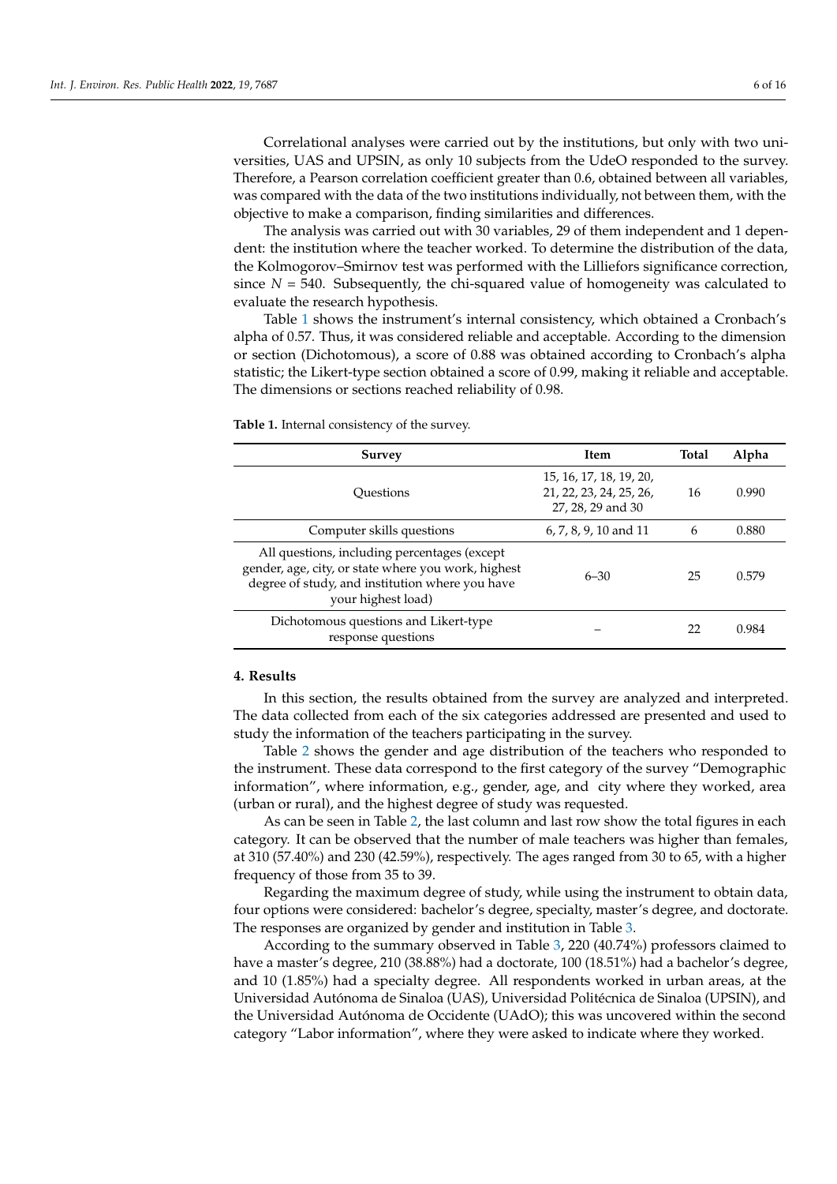Correlational analyses were carried out by the institutions, but only with two universities, UAS and UPSIN, as only 10 subjects from the UdeO responded to the survey. Therefore, a Pearson correlation coefficient greater than 0.6, obtained between all variables, was compared with the data of the two institutions individually, not between them, with the objective to make a comparison, finding similarities and differences.

The analysis was carried out with 30 variables, 29 of them independent and 1 dependent: the institution where the teacher worked. To determine the distribution of the data, the Kolmogorov–Smirnov test was performed with the Lilliefors significance correction, since $N = 540$. Subsequently, the chi-squared value of homogeneity was calculated to evaluate the research hypothesis.

Table 1 shows the instrument's internal consistency, which obtained a Cronbach's alpha of 0.57. Thus, it was considered reliable and acceptable. According to the dimension or section (Dichotomous), a score of 0.88 was obtained according to Cronbach's alpha statistic; the Likert-type section obtained a score of 0.99, making it reliable and acceptable. The dimensions or sections reached reliability of 0.98.

**Table 1.** Internal consistency of the survey.

| Survey | Item | Total | Alpha |
|---|---|---|---|
| Questions | 15, 16, 17, 18, 19, 20, 21, 22, 23, 24, 25, 26, 27, 28, 29 and 30 | 16 | 0.990 |
| Computer skills questions | 6, 7, 8, 9, 10 and 11 | 6 | 0.880 |
| All questions, including percentages (except gender, age, city, or state where you work, highest degree of study, and institution where you have your highest load) | 6–30 | 25 | 0.579 |
| Dichotomous questions and Likert-type response questions | – | 22 | 0.984 |

## 4. Results

In this section, the results obtained from the survey are analyzed and interpreted. The data collected from each of the six categories addressed are presented and used to study the information of the teachers participating in the survey.

Table 2 shows the gender and age distribution of the teachers who responded to the instrument. These data correspond to the first category of the survey "Demographic information", where information, e.g., gender, age, and city where they worked, area (urban or rural), and the highest degree of study was requested.

As can be seen in Table 2, the last column and last row show the total figures in each category. It can be observed that the number of male teachers was higher than females, at 310 (57.40%) and 230 (42.59%), respectively. The ages ranged from 30 to 65, with a higher frequency of those from 35 to 39.

Regarding the maximum degree of study, while using the instrument to obtain data, four options were considered: bachelor's degree, specialty, master's degree, and doctorate. The responses are organized by gender and institution in Table 3.

According to the summary observed in Table 3, 220 (40.74%) professors claimed to have a master's degree, 210 (38.88%) had a doctorate, 100 (18.51%) had a bachelor's degree, and 10 (1.85%) had a specialty degree. All respondents worked in urban areas, at the Universidad Autónoma de Sinaloa (UAS), Universidad Politécnica de Sinaloa (UPSIN), and the Universidad Autónoma de Occidente (UAdO); this was uncovered within the second category "Labor information", where they were asked to indicate where they worked.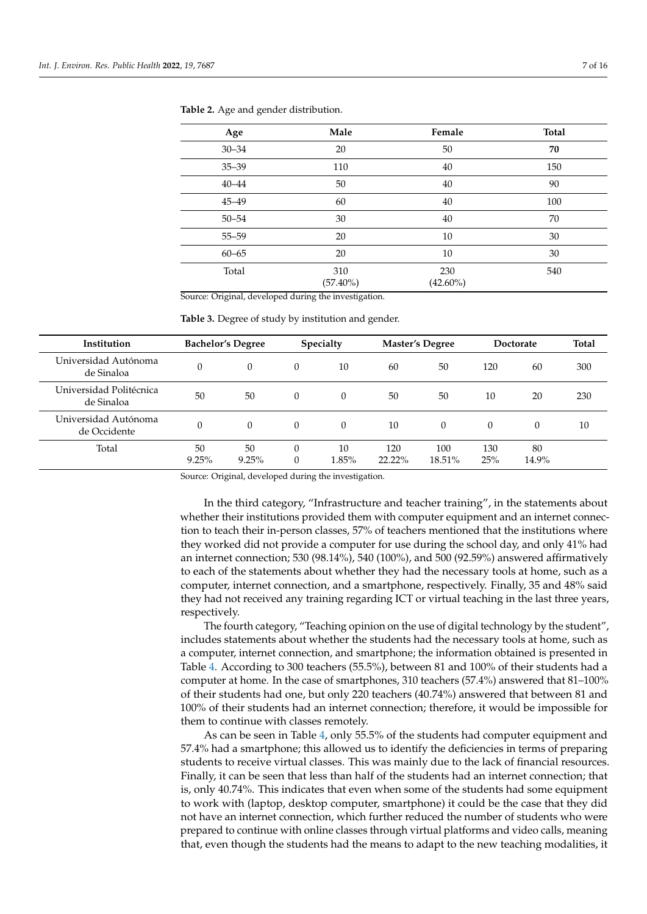**Table 2.** Age and gender distribution.

| Age | Male | Female | Total |
|---|---|---|---|
| 30–34 | 20 | 50 | **70** |
| 35–39 | 110 | 40 | 150 |
| 40–44 | 50 | 40 | 90 |
| 45–49 | 60 | 40 | 100 |
| 50–54 | 30 | 40 | 70 |
| 55–59 | 20 | 10 | 30 |
| 60–65 | 20 | 10 | 30 |
| Total | 310 (57.40%) | 230 (42.60%) | 540 |

Source: Original, developed during the investigation.

**Table 3.** Degree of study by institution and gender.

| Institution | Bachelor's Degree | | Specialty | | Master's Degree | | Doctorate | | Total |
|---|---|---|---|---|---|---|---|---|---|
| Universidad Autónoma de Sinaloa | 0 | 0 | 0 | 10 | 60 | 50 | 120 | 60 | 300 |
| Universidad Politécnica de Sinaloa | 50 | 50 | 0 | 0 | 50 | 50 | 10 | 20 | 230 |
| Universidad Autónoma de Occidente | 0 | 0 | 0 | 0 | 10 | 0 | 0 | 0 | 10 |
| Total | 50 9.25% | 50 9.25% | 0 0 | 10 1.85% | 120 22.22% | 100 18.51% | 130 25% | 80 14.9% | |

Source: Original, developed during the investigation.

In the third category, "Infrastructure and teacher training", in the statements about whether their institutions provided them with computer equipment and an internet connection to teach their in-person classes, 57% of teachers mentioned that the institutions where they worked did not provide a computer for use during the school day, and only 41% had an internet connection; 530 (98.14%), 540 (100%), and 500 (92.59%) answered affirmatively to each of the statements about whether they had the necessary tools at home, such as a computer, internet connection, and a smartphone, respectively. Finally, 35 and 48% said they had not received any training regarding ICT or virtual teaching in the last three years, respectively.

The fourth category, "Teaching opinion on the use of digital technology by the student", includes statements about whether the students had the necessary tools at home, such as a computer, internet connection, and smartphone; the information obtained is presented in Table 4. According to 300 teachers (55.5%), between 81 and 100% of their students had a computer at home. In the case of smartphones, 310 teachers (57.4%) answered that 81–100% of their students had one, but only 220 teachers (40.74%) answered that between 81 and 100% of their students had an internet connection; therefore, it would be impossible for them to continue with classes remotely.

As can be seen in Table 4, only 55.5% of the students had computer equipment and 57.4% had a smartphone; this allowed us to identify the deficiencies in terms of preparing students to receive virtual classes. This was mainly due to the lack of financial resources. Finally, it can be seen that less than half of the students had an internet connection; that is, only 40.74%. This indicates that even when some of the students had some equipment to work with (laptop, desktop computer, smartphone) it could be the case that they did not have an internet connection, which further reduced the number of students who were prepared to continue with online classes through virtual platforms and video calls, meaning that, even though the students had the means to adapt to the new teaching modalities, it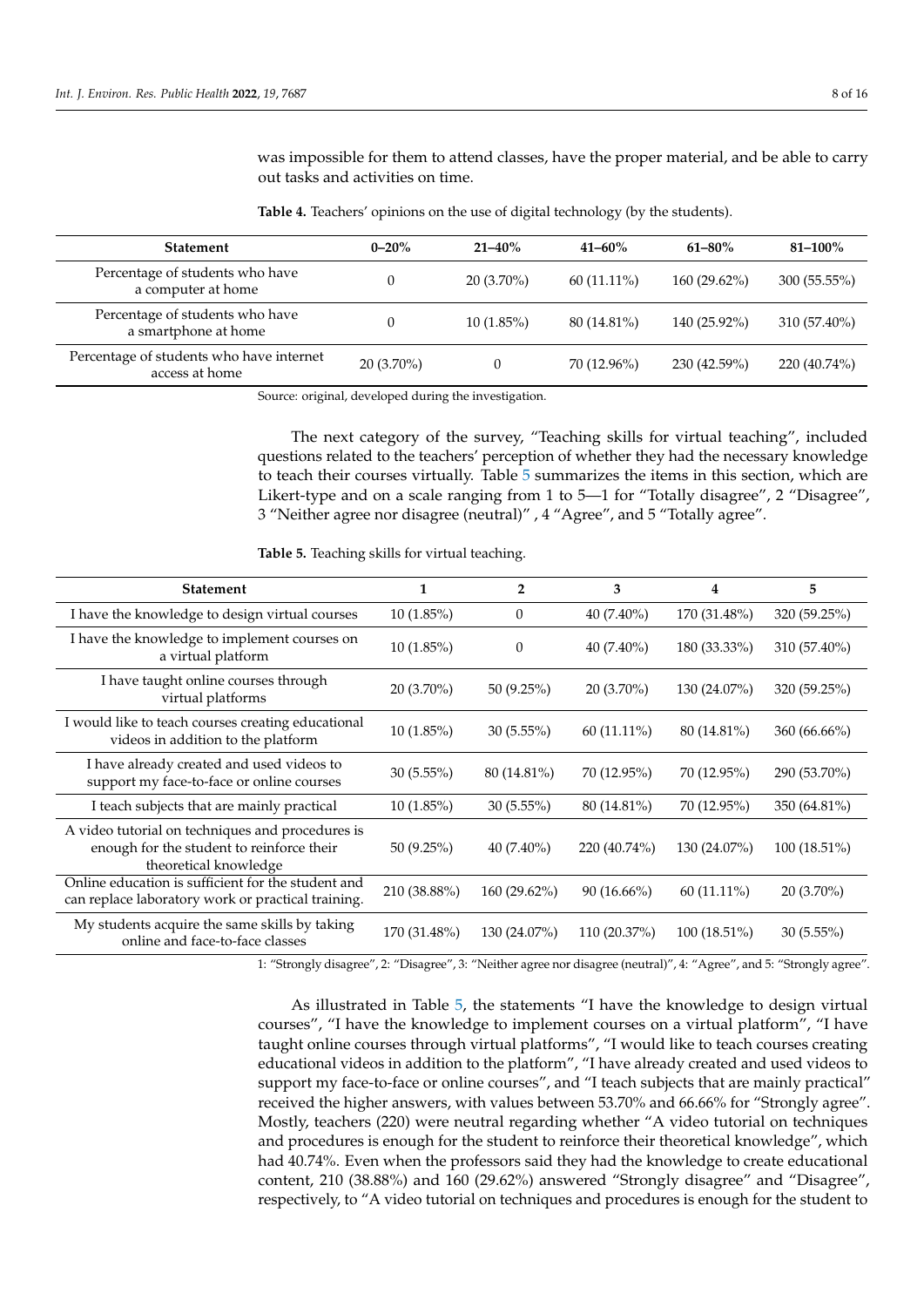was impossible for them to attend classes, have the proper material, and be able to carry out tasks and activities on time.

**Table 4.** Teachers' opinions on the use of digital technology (by the students).

| Statement | 0–20% | 21–40% | 41–60% | 61–80% | 81–100% |
|---|---|---|---|---|---|
| Percentage of students who have a computer at home | 0 | 20 (3.70%) | 60 (11.11%) | 160 (29.62%) | 300 (55.55%) |
| Percentage of students who have a smartphone at home | 0 | 10 (1.85%) | 80 (14.81%) | 140 (25.92%) | 310 (57.40%) |
| Percentage of students who have internet access at home | 20 (3.70%) | 0 | 70 (12.96%) | 230 (42.59%) | 220 (40.74%) |

Source: original, developed during the investigation.

The next category of the survey, "Teaching skills for virtual teaching", included questions related to the teachers' perception of whether they had the necessary knowledge to teach their courses virtually. Table 5 summarizes the items in this section, which are Likert-type and on a scale ranging from 1 to 5—1 for "Totally disagree", 2 "Disagree", 3 "Neither agree nor disagree (neutral)" , 4 "Agree", and 5 "Totally agree".

**Table 5.** Teaching skills for virtual teaching.

| Statement | 1 | 2 | 3 | 4 | 5 |
|---|---|---|---|---|---|
| I have the knowledge to design virtual courses | 10 (1.85%) | 0 | 40 (7.40%) | 170 (31.48%) | 320 (59.25%) |
| I have the knowledge to implement courses on a virtual platform | 10 (1.85%) | 0 | 40 (7.40%) | 180 (33.33%) | 310 (57.40%) |
| I have taught online courses through virtual platforms | 20 (3.70%) | 50 (9.25%) | 20 (3.70%) | 130 (24.07%) | 320 (59.25%) |
| I would like to teach courses creating educational videos in addition to the platform | 10 (1.85%) | 30 (5.55%) | 60 (11.11%) | 80 (14.81%) | 360 (66.66%) |
| I have already created and used videos to support my face-to-face or online courses | 30 (5.55%) | 80 (14.81%) | 70 (12.95%) | 70 (12.95%) | 290 (53.70%) |
| I teach subjects that are mainly practical | 10 (1.85%) | 30 (5.55%) | 80 (14.81%) | 70 (12.95%) | 350 (64.81%) |
| A video tutorial on techniques and procedures is enough for the student to reinforce their theoretical knowledge | 50 (9.25%) | 40 (7.40%) | 220 (40.74%) | 130 (24.07%) | 100 (18.51%) |
| Online education is sufficient for the student and can replace laboratory work or practical training. | 210 (38.88%) | 160 (29.62%) | 90 (16.66%) | 60 (11.11%) | 20 (3.70%) |
| My students acquire the same skills by taking online and face-to-face classes | 170 (31.48%) | 130 (24.07%) | 110 (20.37%) | 100 (18.51%) | 30 (5.55%) |

1: "Strongly disagree", 2: "Disagree", 3: "Neither agree nor disagree (neutral)", 4: "Agree", and 5: "Strongly agree".

As illustrated in Table 5, the statements "I have the knowledge to design virtual courses", "I have the knowledge to implement courses on a virtual platform", "I have taught online courses through virtual platforms", "I would like to teach courses creating educational videos in addition to the platform", "I have already created and used videos to support my face-to-face or online courses", and "I teach subjects that are mainly practical" received the higher answers, with values between 53.70% and 66.66% for "Strongly agree". Mostly, teachers (220) were neutral regarding whether "A video tutorial on techniques and procedures is enough for the student to reinforce their theoretical knowledge", which had 40.74%. Even when the professors said they had the knowledge to create educational content, 210 (38.88%) and 160 (29.62%) answered "Strongly disagree" and "Disagree", respectively, to "A video tutorial on techniques and procedures is enough for the student to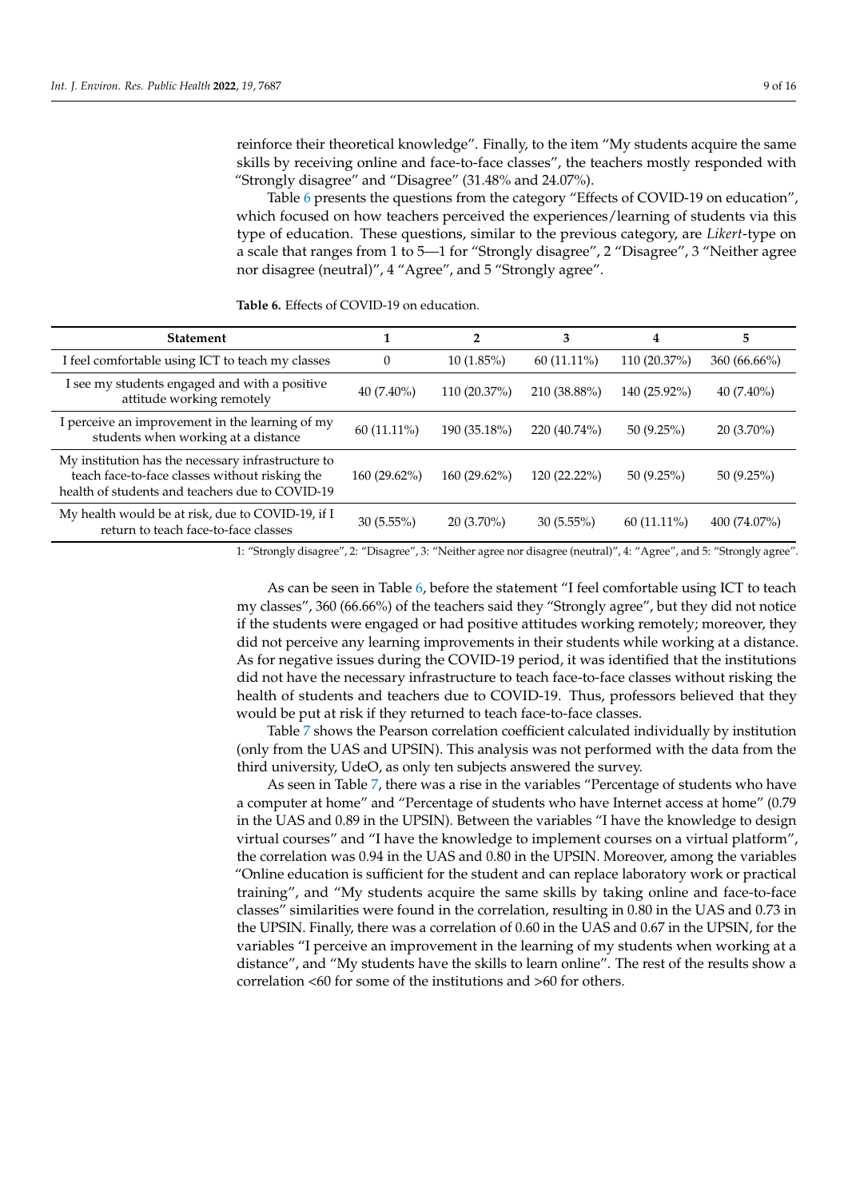reinforce their theoretical knowledge". Finally, to the item "My students acquire the same skills by receiving online and face-to-face classes", the teachers mostly responded with "Strongly disagree" and "Disagree" (31.48% and 24.07%).

Table 6 presents the questions from the category "Effects of COVID-19 on education", which focused on how teachers perceived the experiences/learning of students via this type of education. These questions, similar to the previous category, are *Likert*-type on a scale that ranges from 1 to 5—1 for "Strongly disagree", 2 "Disagree", 3 "Neither agree nor disagree (neutral)", 4 "Agree", and 5 "Strongly agree".

**Table 6.** Effects of COVID-19 on education.

| Statement | 1 | 2 | 3 | 4 | 5 |
|---|---|---|---|---|---|
| I feel comfortable using ICT to teach my classes | 0 | 10 (1.85%) | 60 (11.11%) | 110 (20.37%) | 360 (66.66%) |
| I see my students engaged and with a positive attitude working remotely | 40 (7.40%) | 110 (20.37%) | 210 (38.88%) | 140 (25.92%) | 40 (7.40%) |
| I perceive an improvement in the learning of my students when working at a distance | 60 (11.11%) | 190 (35.18%) | 220 (40.74%) | 50 (9.25%) | 20 (3.70%) |
| My institution has the necessary infrastructure to teach face-to-face classes without risking the health of students and teachers due to COVID-19 | 160 (29.62%) | 160 (29.62%) | 120 (22.22%) | 50 (9.25%) | 50 (9.25%) |
| My health would be at risk, due to COVID-19, if I return to teach face-to-face classes | 30 (5.55%) | 20 (3.70%) | 30 (5.55%) | 60 (11.11%) | 400 (74.07%) |

1: "Strongly disagree", 2: "Disagree", 3: "Neither agree nor disagree (neutral)", 4: "Agree", and 5: "Strongly agree".

As can be seen in Table 6, before the statement "I feel comfortable using ICT to teach my classes", 360 (66.66%) of the teachers said they "Strongly agree", but they did not notice if the students were engaged or had positive attitudes working remotely; moreover, they did not perceive any learning improvements in their students while working at a distance. As for negative issues during the COVID-19 period, it was identified that the institutions did not have the necessary infrastructure to teach face-to-face classes without risking the health of students and teachers due to COVID-19. Thus, professors believed that they would be put at risk if they returned to teach face-to-face classes.

Table 7 shows the Pearson correlation coefficient calculated individually by institution (only from the UAS and UPSIN). This analysis was not performed with the data from the third university, UdeO, as only ten subjects answered the survey.

As seen in Table 7, there was a rise in the variables "Percentage of students who have a computer at home" and "Percentage of students who have Internet access at home" (0.79 in the UAS and 0.89 in the UPSIN). Between the variables "I have the knowledge to design virtual courses" and "I have the knowledge to implement courses on a virtual platform", the correlation was 0.94 in the UAS and 0.80 in the UPSIN. Moreover, among the variables "Online education is sufficient for the student and can replace laboratory work or practical training", and "My students acquire the same skills by taking online and face-to-face classes" similarities were found in the correlation, resulting in 0.80 in the UAS and 0.73 in the UPSIN. Finally, there was a correlation of 0.60 in the UAS and 0.67 in the UPSIN, for the variables "I perceive an improvement in the learning of my students when working at a distance", and "My students have the skills to learn online". The rest of the results show a correlation <60 for some of the institutions and >60 for others.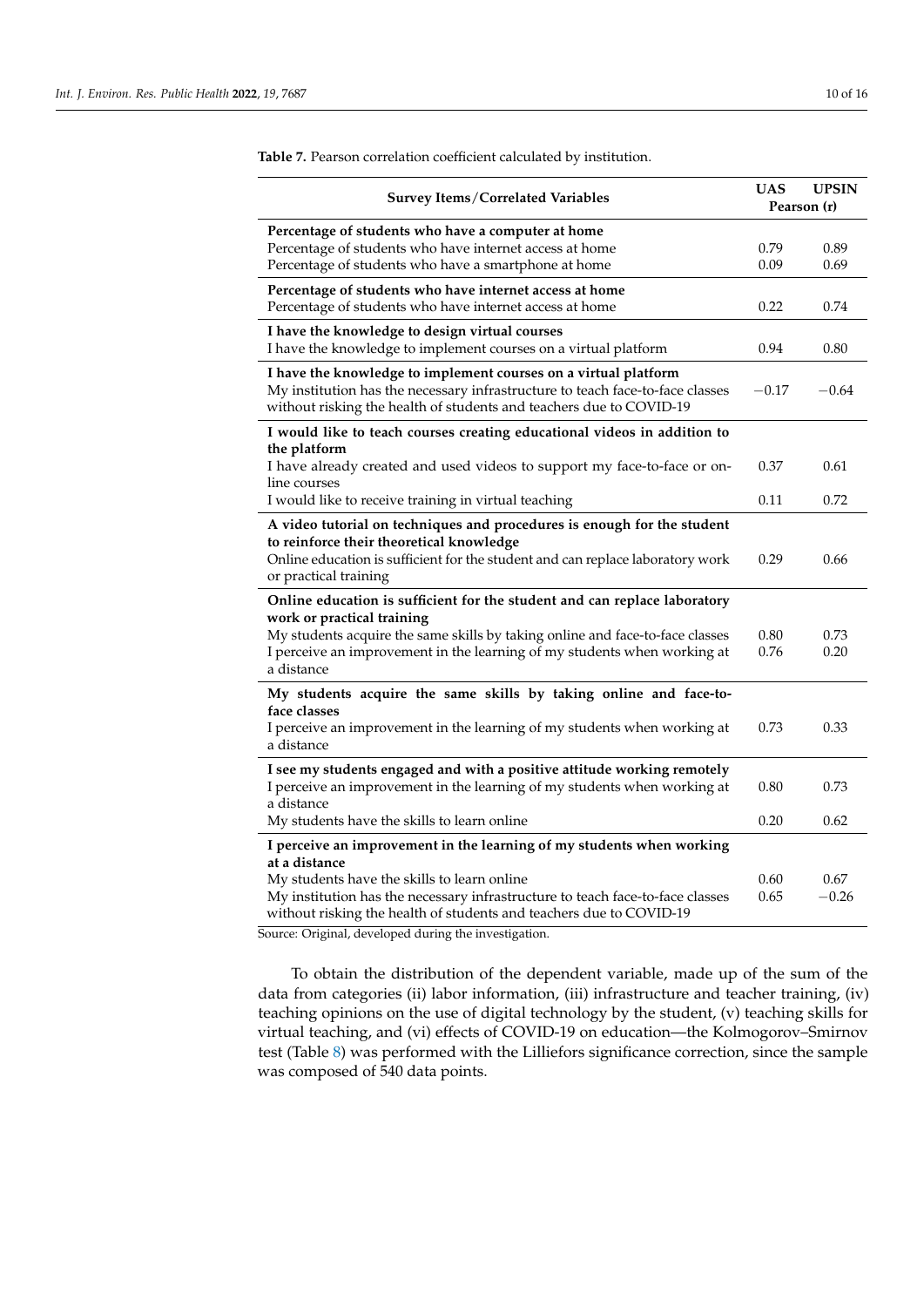**Table 7.** Pearson correlation coefficient calculated by institution.

| Survey Items/Correlated Variables | UAS | UPSIN |
|---|---|---|
| | Pearson (r) | |
| **Percentage of students who have a computer at home** | | |
| Percentage of students who have internet access at home | 0.79 | 0.89 |
| Percentage of students who have a smartphone at home | 0.09 | 0.69 |
| **Percentage of students who have internet access at home** | | |
| Percentage of students who have internet access at home | 0.22 | 0.74 |
| **I have the knowledge to design virtual courses** | | |
| I have the knowledge to implement courses on a virtual platform | 0.94 | 0.80 |
| **I have the knowledge to implement courses on a virtual platform** | | |
| My institution has the necessary infrastructure to teach face-to-face classes without risking the health of students and teachers due to COVID-19 | −0.17 | −0.64 |
| **I would like to teach courses creating educational videos in addition to the platform** | | |
| I have already created and used videos to support my face-to-face or on-line courses | 0.37 | 0.61 |
| I would like to receive training in virtual teaching | 0.11 | 0.72 |
| **A video tutorial on techniques and procedures is enough for the student to reinforce their theoretical knowledge** | | |
| Online education is sufficient for the student and can replace laboratory work or practical training | 0.29 | 0.66 |
| **Online education is sufficient for the student and can replace laboratory work or practical training** | | |
| My students acquire the same skills by taking online and face-to-face classes | 0.80 | 0.73 |
| I perceive an improvement in the learning of my students when working at a distance | 0.76 | 0.20 |
| **My students acquire the same skills by taking online and face-to-face classes** | | |
| I perceive an improvement in the learning of my students when working at a distance | 0.73 | 0.33 |
| **I see my students engaged and with a positive attitude working remotely** | | |
| I perceive an improvement in the learning of my students when working at a distance | 0.80 | 0.73 |
| My students have the skills to learn online | 0.20 | 0.62 |
| **I perceive an improvement in the learning of my students when working at a distance** | | |
| My students have the skills to learn online | 0.60 | 0.67 |
| My institution has the necessary infrastructure to teach face-to-face classes without risking the health of students and teachers due to COVID-19 | 0.65 | −0.26 |

Source: Original, developed during the investigation.

To obtain the distribution of the dependent variable, made up of the sum of the data from categories (ii) labor information, (iii) infrastructure and teacher training, (iv) teaching opinions on the use of digital technology by the student, (v) teaching skills for virtual teaching, and (vi) effects of COVID-19 on education—the Kolmogorov–Smirnov test (Table 8) was performed with the Lilliefors significance correction, since the sample was composed of 540 data points.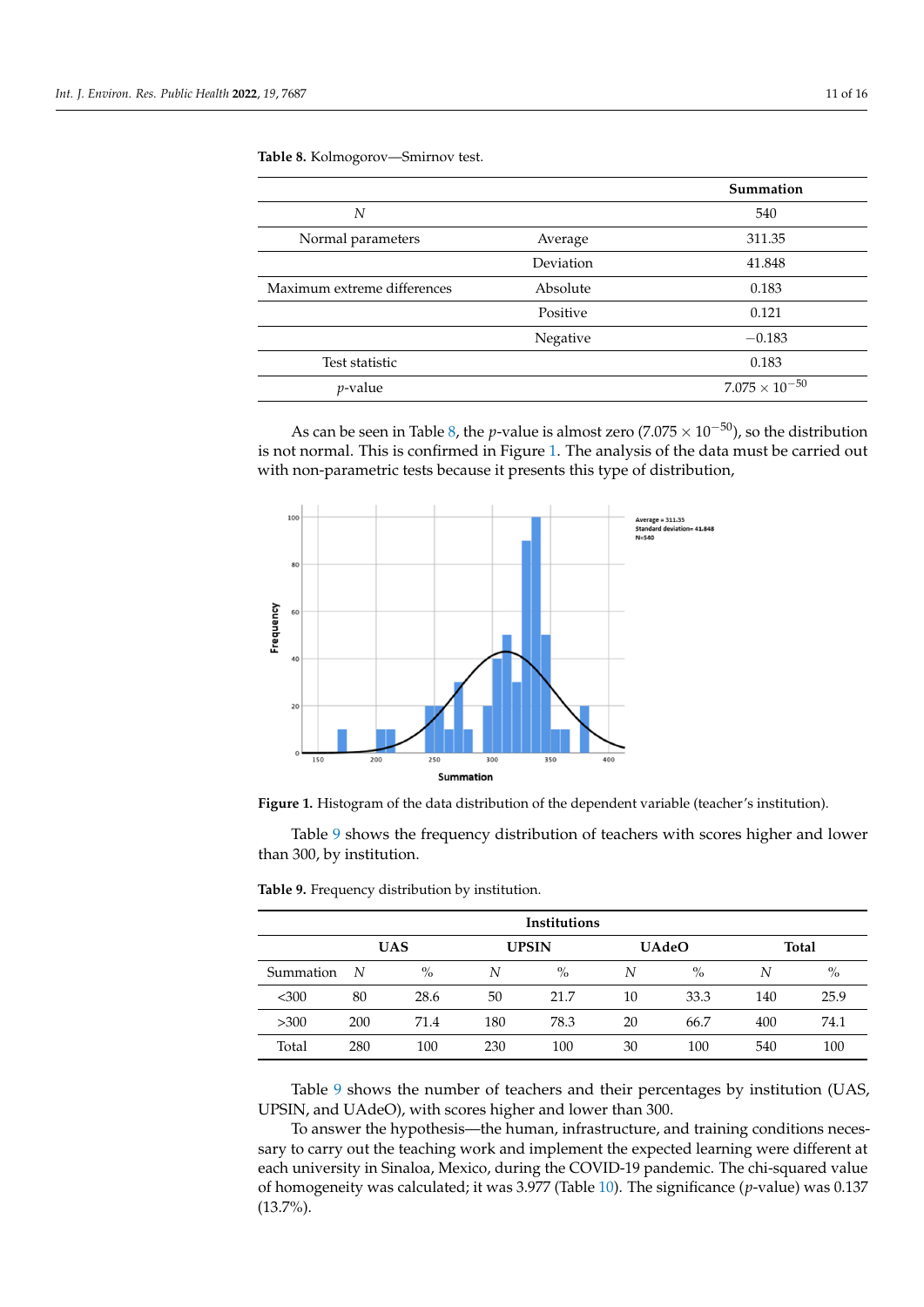**Table 8.** Kolmogorov—Smirnov test.

| | | Summation |
|---|---|---|
| $N$ | | 540 |
| Normal parameters | Average | 311.35 |
| | Deviation | 41.848 |
| Maximum extreme differences | Absolute | 0.183 |
| | Positive | 0.121 |
| | Negative | −0.183 |
| Test statistic | | 0.183 |
| $p$-value | | $7.075 \times 10^{-50}$ |

As can be seen in Table 8, the $p$-value is almost zero ($7.075 \times 10^{-50}$), so the distribution is not normal. This is confirmed in Figure 1. The analysis of the data must be carried out with non-parametric tests because it presents this type of distribution,

**Figure 1.** Histogram of the data distribution of the dependent variable (teacher's institution).

Table 9 shows the frequency distribution of teachers with scores higher and lower than 300, by institution.

**Table 9.** Frequency distribution by institution.

| | Institutions | | | | | | | |
|---|---|---|---|---|---|---|---|---|
| | UAS | | UPSIN | | UAdeO | | Total | |
| Summation | $N$ | % | $N$ | % | $N$ | % | $N$ | % |
| <300 | 80 | 28.6 | 50 | 21.7 | 10 | 33.3 | 140 | 25.9 |
| >300 | 200 | 71.4 | 180 | 78.3 | 20 | 66.7 | 400 | 74.1 |
| Total | 280 | 100 | 230 | 100 | 30 | 100 | 540 | 100 |

Table 9 shows the number of teachers and their percentages by institution (UAS, UPSIN, and UAdeO), with scores higher and lower than 300.

To answer the hypothesis—the human, infrastructure, and training conditions necessary to carry out the teaching work and implement the expected learning were different at each university in Sinaloa, Mexico, during the COVID-19 pandemic. The chi-squared value of homogeneity was calculated; it was 3.977 (Table 10). The significance ($p$-value) was 0.137 (13.7%).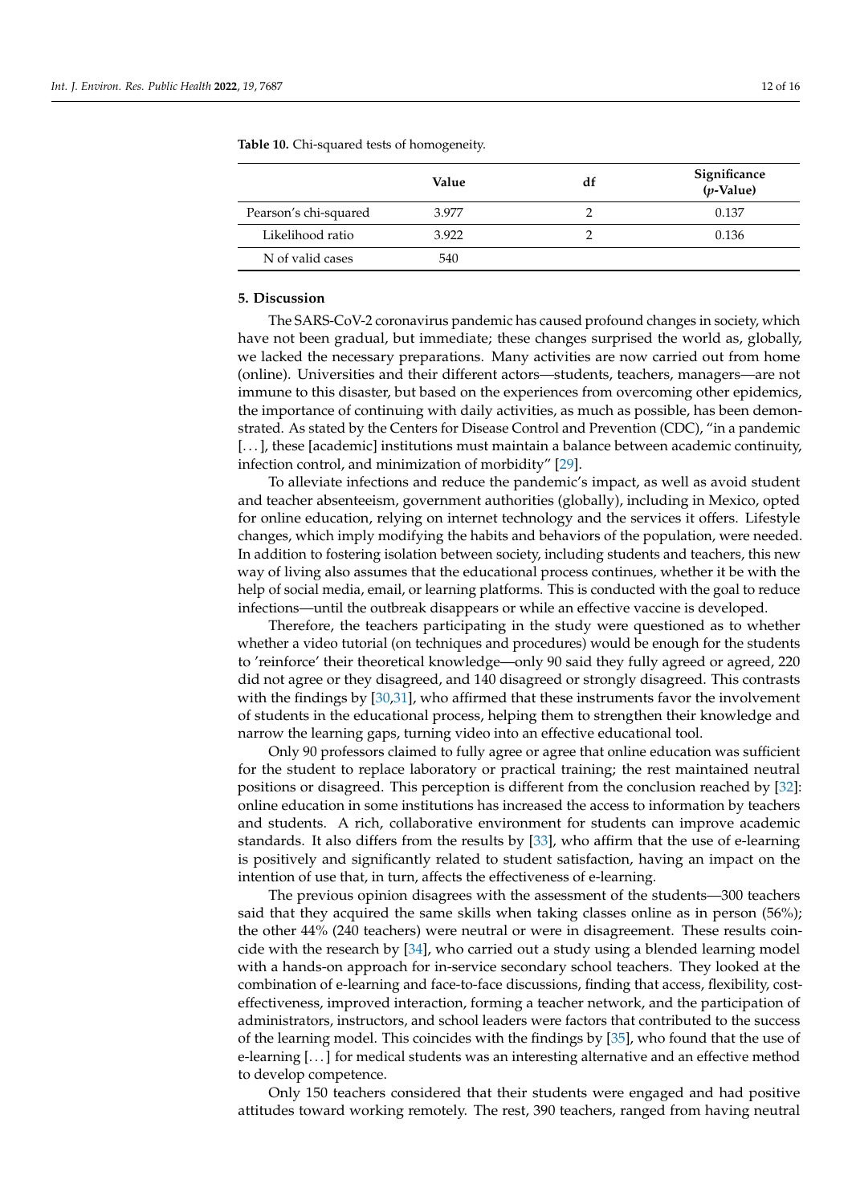**Table 10.** Chi-squared tests of homogeneity.

| | Value | df | Significance ($p$-Value) |
|---|---|---|---|
| Pearson's chi-squared | 3.977 | 2 | 0.137 |
| Likelihood ratio | 3.922 | 2 | 0.136 |
| N of valid cases | 540 | | |

## 5. Discussion

The SARS-CoV-2 coronavirus pandemic has caused profound changes in society, which have not been gradual, but immediate; these changes surprised the world as, globally, we lacked the necessary preparations. Many activities are now carried out from home (online). Universities and their different actors—students, teachers, managers—are not immune to this disaster, but based on the experiences from overcoming other epidemics, the importance of continuing with daily activities, as much as possible, has been demonstrated. As stated by the Centers for Disease Control and Prevention (CDC), "in a pandemic [. . . ], these [academic] institutions must maintain a balance between academic continuity, infection control, and minimization of morbidity" [29].

To alleviate infections and reduce the pandemic's impact, as well as avoid student and teacher absenteeism, government authorities (globally), including in Mexico, opted for online education, relying on internet technology and the services it offers. Lifestyle changes, which imply modifying the habits and behaviors of the population, were needed. In addition to fostering isolation between society, including students and teachers, this new way of living also assumes that the educational process continues, whether it be with the help of social media, email, or learning platforms. This is conducted with the goal to reduce infections—until the outbreak disappears or while an effective vaccine is developed.

Therefore, the teachers participating in the study were questioned as to whether whether a video tutorial (on techniques and procedures) would be enough for the students to 'reinforce' their theoretical knowledge—only 90 said they fully agreed or agreed, 220 did not agree or they disagreed, and 140 disagreed or strongly disagreed. This contrasts with the findings by [30,31], who affirmed that these instruments favor the involvement of students in the educational process, helping them to strengthen their knowledge and narrow the learning gaps, turning video into an effective educational tool.

Only 90 professors claimed to fully agree or agree that online education was sufficient for the student to replace laboratory or practical training; the rest maintained neutral positions or disagreed. This perception is different from the conclusion reached by [32]: online education in some institutions has increased the access to information by teachers and students. A rich, collaborative environment for students can improve academic standards. It also differs from the results by [33], who affirm that the use of e-learning is positively and significantly related to student satisfaction, having an impact on the intention of use that, in turn, affects the effectiveness of e-learning.

The previous opinion disagrees with the assessment of the students—300 teachers said that they acquired the same skills when taking classes online as in person (56%); the other 44% (240 teachers) were neutral or were in disagreement. These results coincide with the research by [34], who carried out a study using a blended learning model with a hands-on approach for in-service secondary school teachers. They looked at the combination of e-learning and face-to-face discussions, finding that access, flexibility, cost-effectiveness, improved interaction, forming a teacher network, and the participation of administrators, instructors, and school leaders were factors that contributed to the success of the learning model. This coincides with the findings by [35], who found that the use of e-learning [. . . ] for medical students was an interesting alternative and an effective method to develop competence.

Only 150 teachers considered that their students were engaged and had positive attitudes toward working remotely. The rest, 390 teachers, ranged from having neutral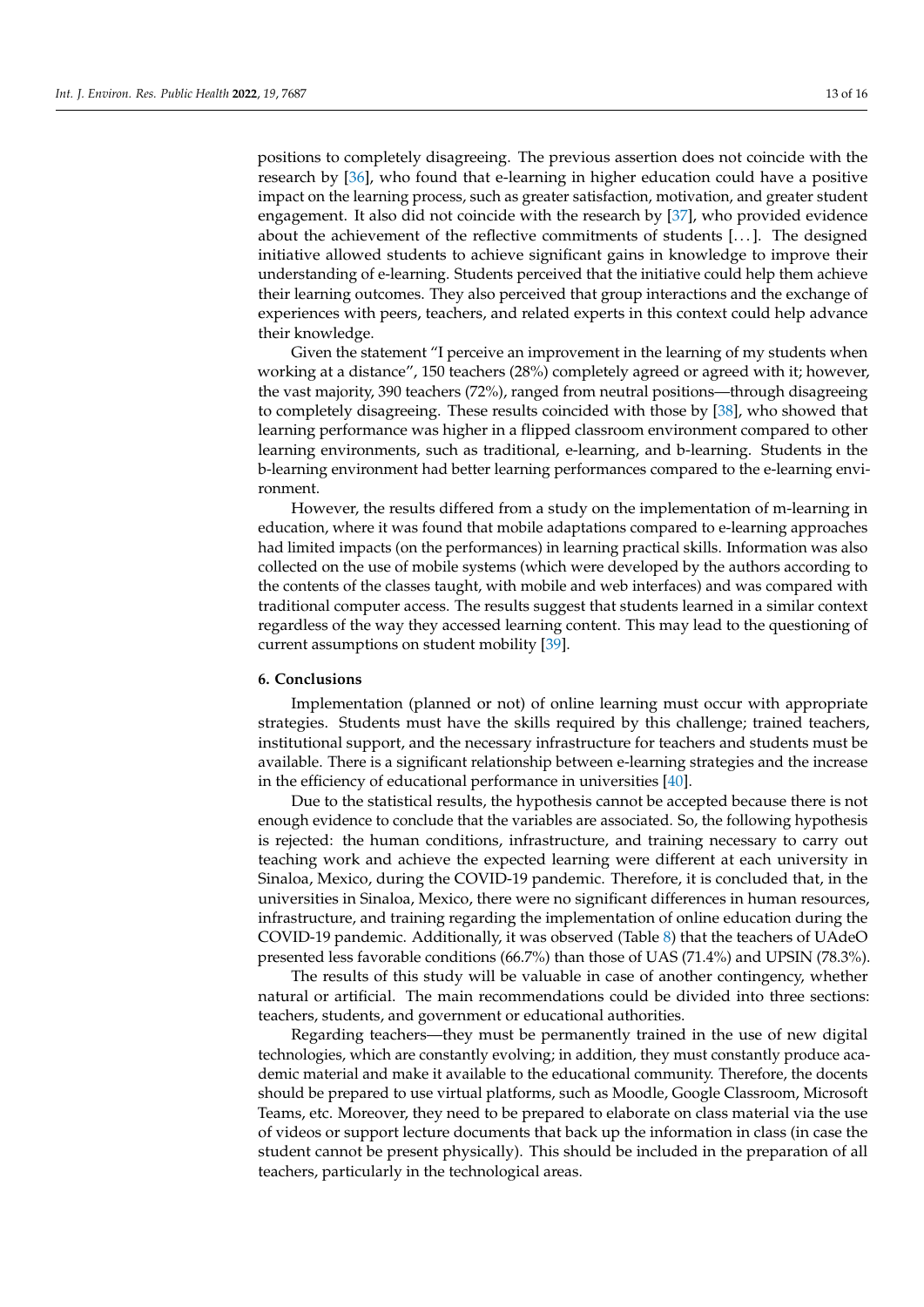positions to completely disagreeing. The previous assertion does not coincide with the research by [36], who found that e-learning in higher education could have a positive impact on the learning process, such as greater satisfaction, motivation, and greater student engagement. It also did not coincide with the research by [37], who provided evidence about the achievement of the reflective commitments of students [...]. The designed initiative allowed students to achieve significant gains in knowledge to improve their understanding of e-learning. Students perceived that the initiative could help them achieve their learning outcomes. They also perceived that group interactions and the exchange of experiences with peers, teachers, and related experts in this context could help advance their knowledge.

Given the statement "I perceive an improvement in the learning of my students when working at a distance", 150 teachers (28%) completely agreed or agreed with it; however, the vast majority, 390 teachers (72%), ranged from neutral positions—through disagreeing to completely disagreeing. These results coincided with those by [38], who showed that learning performance was higher in a flipped classroom environment compared to other learning environments, such as traditional, e-learning, and b-learning. Students in the b-learning environment had better learning performances compared to the e-learning environment.

However, the results differed from a study on the implementation of m-learning in education, where it was found that mobile adaptations compared to e-learning approaches had limited impacts (on the performances) in learning practical skills. Information was also collected on the use of mobile systems (which were developed by the authors according to the contents of the classes taught, with mobile and web interfaces) and was compared with traditional computer access. The results suggest that students learned in a similar context regardless of the way they accessed learning content. This may lead to the questioning of current assumptions on student mobility [39].

## 6. Conclusions

Implementation (planned or not) of online learning must occur with appropriate strategies. Students must have the skills required by this challenge; trained teachers, institutional support, and the necessary infrastructure for teachers and students must be available. There is a significant relationship between e-learning strategies and the increase in the efficiency of educational performance in universities [40].

Due to the statistical results, the hypothesis cannot be accepted because there is not enough evidence to conclude that the variables are associated. So, the following hypothesis is rejected: the human conditions, infrastructure, and training necessary to carry out teaching work and achieve the expected learning were different at each university in Sinaloa, Mexico, during the COVID-19 pandemic. Therefore, it is concluded that, in the universities in Sinaloa, Mexico, there were no significant differences in human resources, infrastructure, and training regarding the implementation of online education during the COVID-19 pandemic. Additionally, it was observed (Table 8) that the teachers of UAdeO presented less favorable conditions (66.7%) than those of UAS (71.4%) and UPSIN (78.3%).

The results of this study will be valuable in case of another contingency, whether natural or artificial. The main recommendations could be divided into three sections: teachers, students, and government or educational authorities.

Regarding teachers—they must be permanently trained in the use of new digital technologies, which are constantly evolving; in addition, they must constantly produce academic material and make it available to the educational community. Therefore, the docents should be prepared to use virtual platforms, such as Moodle, Google Classroom, Microsoft Teams, etc. Moreover, they need to be prepared to elaborate on class material via the use of videos or support lecture documents that back up the information in class (in case the student cannot be present physically). This should be included in the preparation of all teachers, particularly in the technological areas.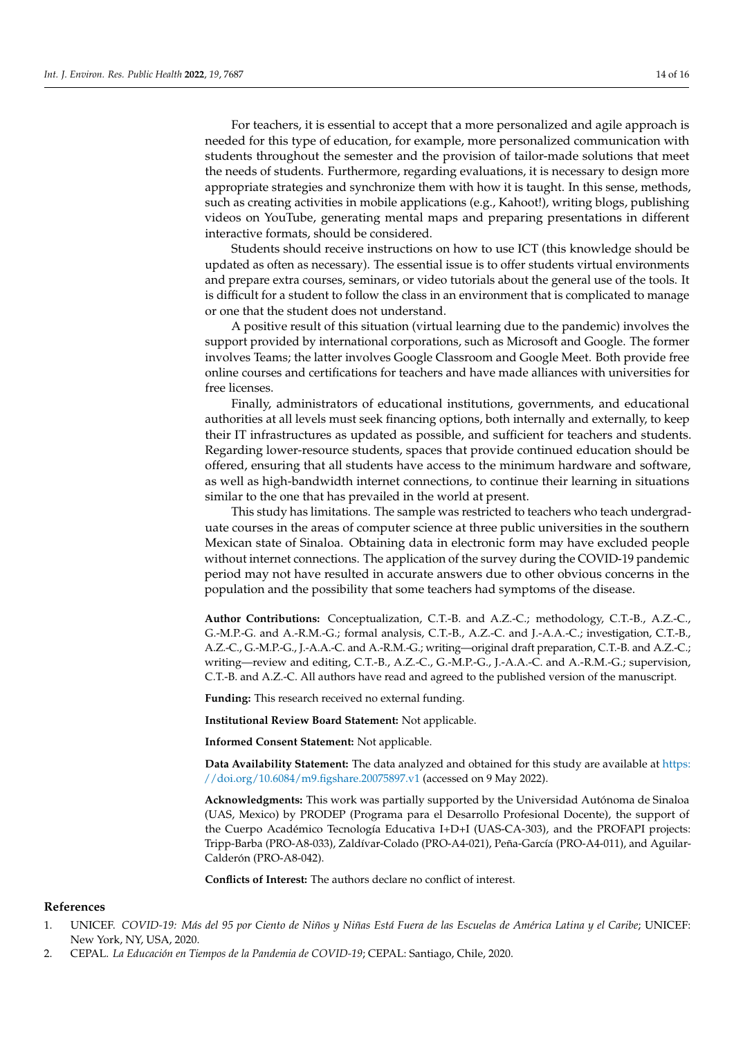For teachers, it is essential to accept that a more personalized and agile approach is needed for this type of education, for example, more personalized communication with students throughout the semester and the provision of tailor-made solutions that meet the needs of students. Furthermore, regarding evaluations, it is necessary to design more appropriate strategies and synchronize them with how it is taught. In this sense, methods, such as creating activities in mobile applications (e.g., Kahoot!), writing blogs, publishing videos on YouTube, generating mental maps and preparing presentations in different interactive formats, should be considered.

Students should receive instructions on how to use ICT (this knowledge should be updated as often as necessary). The essential issue is to offer students virtual environments and prepare extra courses, seminars, or video tutorials about the general use of the tools. It is difficult for a student to follow the class in an environment that is complicated to manage or one that the student does not understand.

A positive result of this situation (virtual learning due to the pandemic) involves the support provided by international corporations, such as Microsoft and Google. The former involves Teams; the latter involves Google Classroom and Google Meet. Both provide free online courses and certifications for teachers and have made alliances with universities for free licenses.

Finally, administrators of educational institutions, governments, and educational authorities at all levels must seek financing options, both internally and externally, to keep their IT infrastructures as updated as possible, and sufficient for teachers and students. Regarding lower-resource students, spaces that provide continued education should be offered, ensuring that all students have access to the minimum hardware and software, as well as high-bandwidth internet connections, to continue their learning in situations similar to the one that has prevailed in the world at present.

This study has limitations. The sample was restricted to teachers who teach undergraduate courses in the areas of computer science at three public universities in the southern Mexican state of Sinaloa. Obtaining data in electronic form may have excluded people without internet connections. The application of the survey during the COVID-19 pandemic period may not have resulted in accurate answers due to other obvious concerns in the population and the possibility that some teachers had symptoms of the disease.

**Author Contributions:** Conceptualization, C.T.-B. and A.Z.-C.; methodology, C.T.-B., A.Z.-C., G.-M.P.-G. and A.-R.M.-G.; formal analysis, C.T.-B., A.Z.-C. and J.-A.A.-C.; investigation, C.T.-B., A.Z.-C., G.-M.P.-G., J.-A.A.-C. and A.-R.M.-G.; writing—original draft preparation, C.T.-B. and A.Z.-C.; writing—review and editing, C.T.-B., A.Z.-C., G.-M.P.-G., J.-A.A.-C. and A.-R.M.-G.; supervision, C.T.-B. and A.Z.-C. All authors have read and agreed to the published version of the manuscript.

**Funding:** This research received no external funding.

**Institutional Review Board Statement:** Not applicable.

**Informed Consent Statement:** Not applicable.

**Data Availability Statement:** The data analyzed and obtained for this study are available at https://doi.org/10.6084/m9.figshare.20075897.v1 (accessed on 9 May 2022).

**Acknowledgments:** This work was partially supported by the Universidad Autónoma de Sinaloa (UAS, Mexico) by PRODEP (Programa para el Desarrollo Profesional Docente), the support of the Cuerpo Académico Tecnología Educativa I+D+I (UAS-CA-303), and the PROFAPI projects: Tripp-Barba (PRO-A8-033), Zaldívar-Colado (PRO-A4-021), Peña-García (PRO-A4-011), and Aguilar-Calderón (PRO-A8-042).

**Conflicts of Interest:** The authors declare no conflict of interest.

## References

1. UNICEF. *COVID-19: Más del 95 por Ciento de Niños y Niñas Está Fuera de las Escuelas de América Latina y el Caribe*; UNICEF: New York, NY, USA, 2020.
2. CEPAL. *La Educación en Tiempos de la Pandemia de COVID-19*; CEPAL: Santiago, Chile, 2020.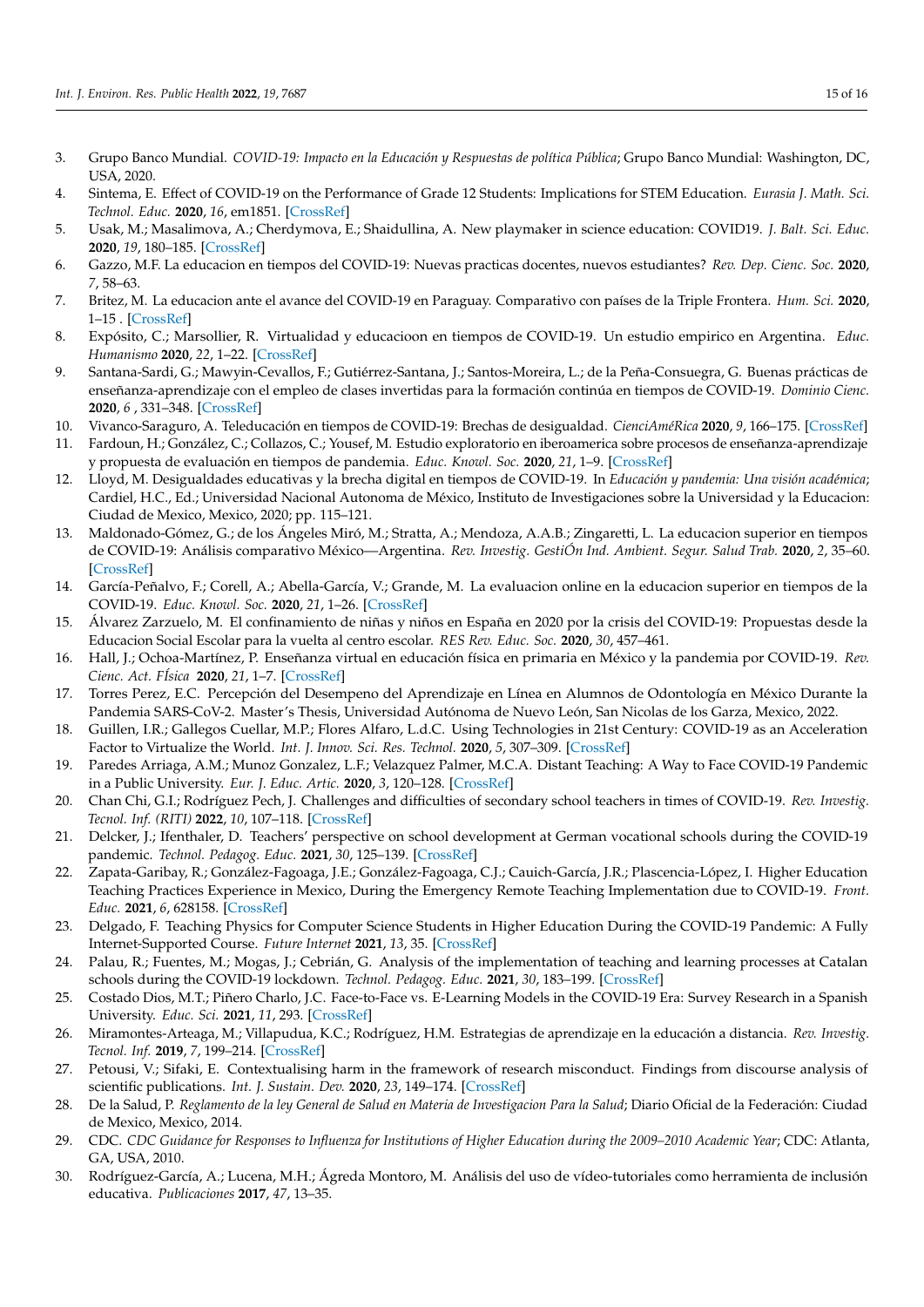3. Grupo Banco Mundial. *COVID-19: Impacto en la Educación y Respuestas de política Pública*; Grupo Banco Mundial: Washington, DC, USA, 2020.
4. Sintema, E. Effect of COVID-19 on the Performance of Grade 12 Students: Implications for STEM Education. *Eurasia J. Math. Sci. Technol. Educ.* **2020**, *16*, em1851. [CrossRef]
5. Usak, M.; Masalimova, A.; Cherdymova, E.; Shaidullina, A. New playmaker in science education: COVID19. *J. Balt. Sci. Educ.* **2020**, *19*, 180–185. [CrossRef]
6. Gazzo, M.F. La educacion en tiempos del COVID-19: Nuevas practicas docentes, nuevos estudiantes? *Rev. Dep. Cienc. Soc.* **2020**, *7*, 58–63.
7. Britez, M. La educacion ante el avance del COVID-19 en Paraguay. Comparativo con países de la Triple Frontera. *Hum. Sci.* **2020**, 1–15 . [CrossRef]
8. Expósito, C.; Marsollier, R. Virtualidad y educacioon en tiempos de COVID-19. Un estudio empirico en Argentina. *Educ. Humanismo* **2020**, *22*, 1–22. [CrossRef]
9. Santana-Sardi, G.; Mawyin-Cevallos, F.; Gutiérrez-Santana, J.; Santos-Moreira, L.; de la Peña-Consuegra, G. Buenas prácticas de enseñanza-aprendizaje con el empleo de clases invertidas para la formación continúa en tiempos de COVID-19. *Dominio Cienc.* **2020**, *6* , 331–348. [CrossRef]
10. Vivanco-Saraguro, A. Teleducación en tiempos de COVID-19: Brechas de desigualdad. *CienciAméRica* **2020**, *9*, 166–175. [CrossRef]
11. Fardoun, H.; González, C.; Collazos, C.; Yousef, M. Estudio exploratorio en iberoamerica sobre procesos de enseñanza-aprendizaje y propuesta de evaluación en tiempos de pandemia. *Educ. Knowl. Soc.* **2020**, *21*, 1–9. [CrossRef]
12. Lloyd, M. Desigualdades educativas y la brecha digital en tiempos de COVID-19. In *Educación y pandemia: Una visión académica*; Cardiel, H.C., Ed.; Universidad Nacional Autonoma de México, Instituto de Investigaciones sobre la Universidad y la Educacion: Ciudad de Mexico, Mexico, 2020; pp. 115–121.
13. Maldonado-Gómez, G.; de los Ángeles Miró, M.; Stratta, A.; Mendoza, A.A.B.; Zingaretti, L. La educacion superior en tiempos de COVID-19: Análisis comparativo México—Argentina. *Rev. Investig. GestiÓn Ind. Ambient. Segur. Salud Trab.* **2020**, *2*, 35–60. [CrossRef]
14. García-Peñalvo, F.; Corell, A.; Abella-García, V.; Grande, M. La evaluacion online en la educacion superior en tiempos de la COVID-19. *Educ. Knowl. Soc.* **2020**, *21*, 1–26. [CrossRef]
15. Álvarez Zarzuelo, M. El confinamiento de niñas y niños en España en 2020 por la crisis del COVID-19: Propuestas desde la Educacion Social Escolar para la vuelta al centro escolar. *RES Rev. Educ. Soc.* **2020**, *30*, 457–461.
16. Hall, J.; Ochoa-Martínez, P. Enseñanza virtual en educación física en primaria en México y la pandemia por COVID-19. *Rev. Cienc. Act. FÍsica* **2020**, *21*, 1–7. [CrossRef]
17. Torres Perez, E.C. Percepción del Desempeno del Aprendizaje en Línea en Alumnos de Odontología en México Durante la Pandemia SARS-CoV-2. Master's Thesis, Universidad Autónoma de Nuevo León, San Nicolas de los Garza, Mexico, 2022.
18. Guillen, I.R.; Gallegos Cuellar, M.P.; Flores Alfaro, L.d.C. Using Technologies in 21st Century: COVID-19 as an Acceleration Factor to Virtualize the World. *Int. J. Innov. Sci. Res. Technol.* **2020**, *5*, 307–309. [CrossRef]
19. Paredes Arriaga, A.M.; Munoz Gonzalez, L.F.; Velazquez Palmer, M.C.A. Distant Teaching: A Way to Face COVID-19 Pandemic in a Public University. *Eur. J. Educ. Artic.* **2020**, *3*, 120–128. [CrossRef]
20. Chan Chi, G.I.; Rodríguez Pech, J. Challenges and difficulties of secondary school teachers in times of COVID-19. *Rev. Investig. Tecnol. Inf. (RITI)* **2022**, *10*, 107–118. [CrossRef]
21. Delcker, J.; Ifenthaler, D. Teachers' perspective on school development at German vocational schools during the COVID-19 pandemic. *Technol. Pedagog. Educ.* **2021**, *30*, 125–139. [CrossRef]
22. Zapata-Garibay, R.; González-Fagoaga, J.E.; González-Fagoaga, C.J.; Cauich-García, J.R.; Plascencia-López, I. Higher Education Teaching Practices Experience in Mexico, During the Emergency Remote Teaching Implementation due to COVID-19. *Front. Educ.* **2021**, *6*, 628158. [CrossRef]
23. Delgado, F. Teaching Physics for Computer Science Students in Higher Education During the COVID-19 Pandemic: A Fully Internet-Supported Course. *Future Internet* **2021**, *13*, 35. [CrossRef]
24. Palau, R.; Fuentes, M.; Mogas, J.; Cebrián, G. Analysis of the implementation of teaching and learning processes at Catalan schools during the COVID-19 lockdown. *Technol. Pedagog. Educ.* **2021**, *30*, 183–199. [CrossRef]
25. Costado Dios, M.T.; Piñero Charlo, J.C. Face-to-Face vs. E-Learning Models in the COVID-19 Era: Survey Research in a Spanish University. *Educ. Sci.* **2021**, *11*, 293. [CrossRef]
26. Miramontes-Arteaga, M.; Villapudua, K.C.; Rodríguez, H.M. Estrategias de aprendizaje en la educación a distancia. *Rev. Investig. Tecnol. Inf.* **2019**, *7*, 199–214. [CrossRef]
27. Petousi, V.; Sifaki, E. Contextualising harm in the framework of research misconduct. Findings from discourse analysis of scientific publications. *Int. J. Sustain. Dev.* **2020**, *23*, 149–174. [CrossRef]
28. De la Salud, P. *Reglamento de la ley General de Salud en Materia de Investigacion Para la Salud*; Diario Oficial de la Federación: Ciudad de Mexico, Mexico, 2014.
29. CDC. *CDC Guidance for Responses to Influenza for Institutions of Higher Education during the 2009–2010 Academic Year*; CDC: Atlanta, GA, USA, 2010.
30. Rodríguez-García, A.; Lucena, M.H.; Ágreda Montoro, M. Análisis del uso de vídeo-tutoriales como herramienta de inclusión educativa. *Publicaciones* **2017**, *47*, 13–35.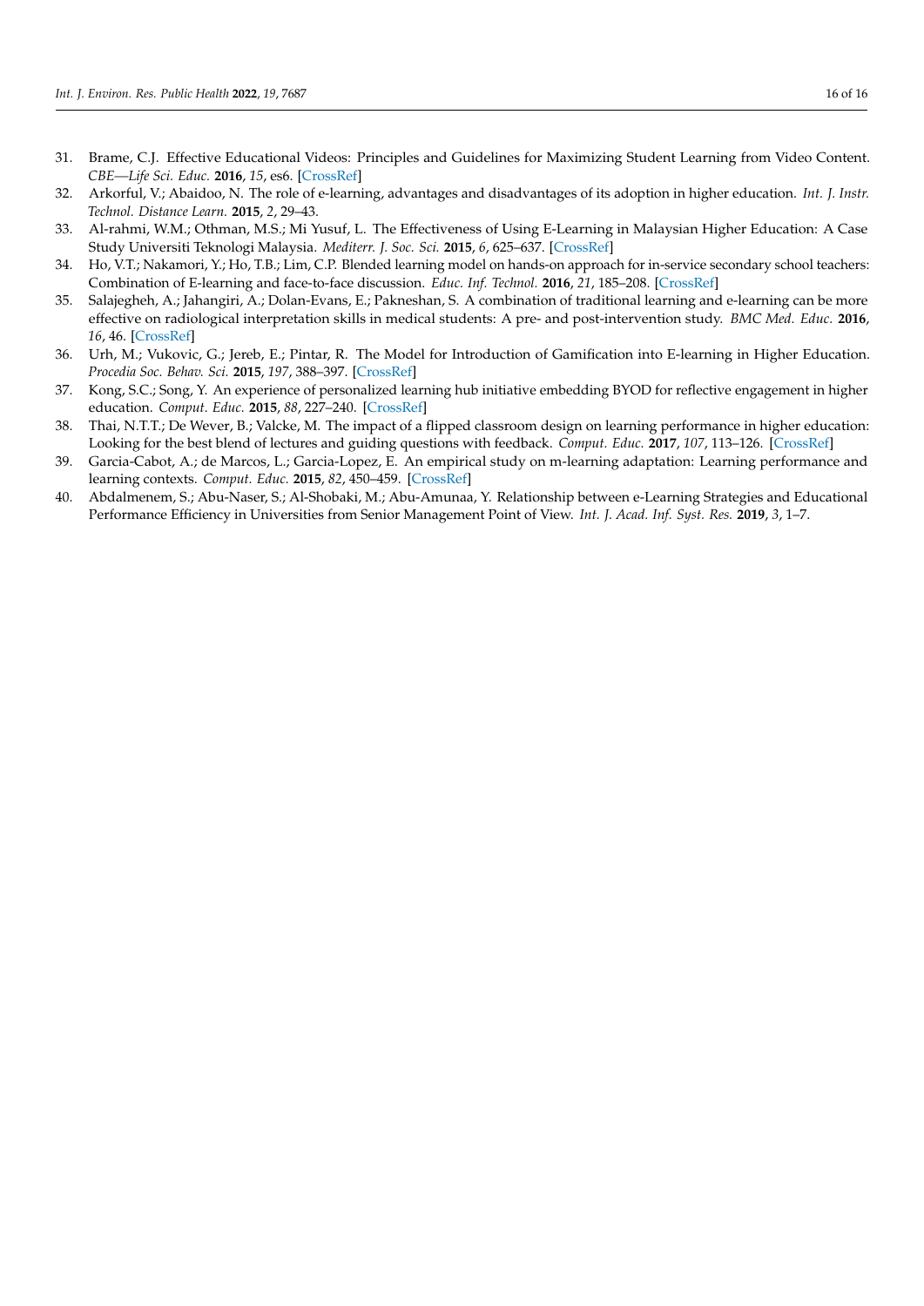31. Brame, C.J. Effective Educational Videos: Principles and Guidelines for Maximizing Student Learning from Video Content. *CBE—Life Sci. Educ.* **2016**, *15*, es6. [CrossRef]
32. Arkorful, V.; Abaidoo, N. The role of e-learning, advantages and disadvantages of its adoption in higher education. *Int. J. Instr. Technol. Distance Learn.* **2015**, *2*, 29–43.
33. Al-rahmi, W.M.; Othman, M.S.; Mi Yusuf, L. The Effectiveness of Using E-Learning in Malaysian Higher Education: A Case Study Universiti Teknologi Malaysia. *Mediterr. J. Soc. Sci.* **2015**, *6*, 625–637. [CrossRef]
34. Ho, V.T.; Nakamori, Y.; Ho, T.B.; Lim, C.P. Blended learning model on hands-on approach for in-service secondary school teachers: Combination of E-learning and face-to-face discussion. *Educ. Inf. Technol.* **2016**, *21*, 185–208. [CrossRef]
35. Salajegheh, A.; Jahangiri, A.; Dolan-Evans, E.; Pakneshan, S. A combination of traditional learning and e-learning can be more effective on radiological interpretation skills in medical students: A pre- and post-intervention study. *BMC Med. Educ.* **2016**, *16*, 46. [CrossRef]
36. Urh, M.; Vukovic, G.; Jereb, E.; Pintar, R. The Model for Introduction of Gamification into E-learning in Higher Education. *Procedia Soc. Behav. Sci.* **2015**, *197*, 388–397. [CrossRef]
37. Kong, S.C.; Song, Y. An experience of personalized learning hub initiative embedding BYOD for reflective engagement in higher education. *Comput. Educ.* **2015**, *88*, 227–240. [CrossRef]
38. Thai, N.T.T.; De Wever, B.; Valcke, M. The impact of a flipped classroom design on learning performance in higher education: Looking for the best blend of lectures and guiding questions with feedback. *Comput. Educ.* **2017**, *107*, 113–126. [CrossRef]
39. Garcia-Cabot, A.; de Marcos, L.; Garcia-Lopez, E. An empirical study on m-learning adaptation: Learning performance and learning contexts. *Comput. Educ.* **2015**, *82*, 450–459. [CrossRef]
40. Abdalmenem, S.; Abu-Naser, S.; Al-Shobaki, M.; Abu-Amunaa, Y. Relationship between e-Learning Strategies and Educational Performance Efficiency in Universities from Senior Management Point of View. *Int. J. Acad. Inf. Syst. Res.* **2019**, *3*, 1–7.